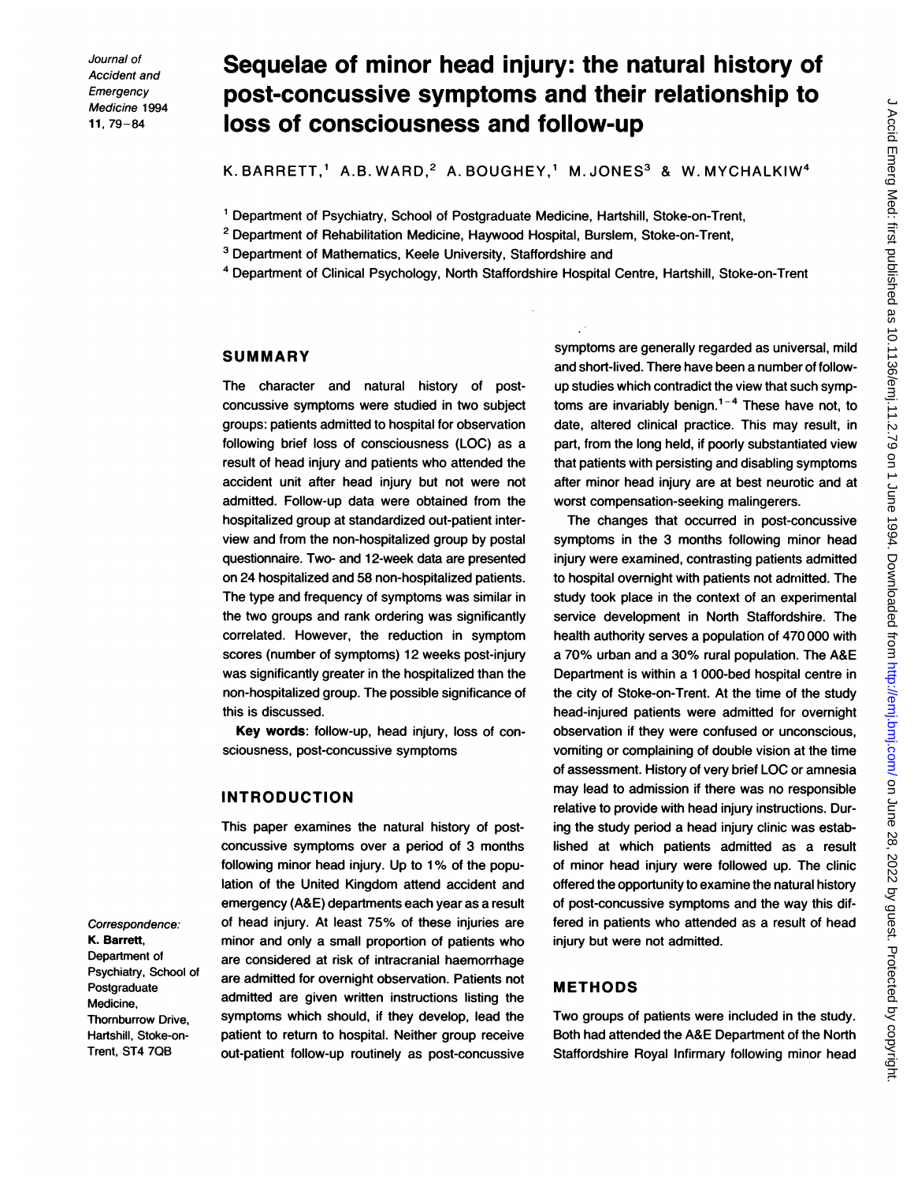# Sequelae of minor head injury: the natural history of post-concussive symptoms and their relationship to loss of consciousness and follow-up

K. BARRETT,[1] A.B. WARD,[2] A. BOUGHEY,[1] M. JONES[3] & W. MYCHALKIW[4]

[1] Department of Psychiatry, School of Postgraduate Medicine, Hartshill, Stoke-on-Trent,

[2] Department of Rehabilitation Medicine, Haywood Hospital, Burslem, Stoke-on-Trent,

[3] Department of Mathematics, Keele University, Staffordshire and

[4] Department of Clinical Psychology, North Staffordshire Hospital Centre, Hartshill, Stoke-on-Trent

*Correspondence:*
**K. Barrett**,
Department of Psychiatry, School of Postgraduate Medicine, Thornburrow Drive, Hartshill, Stoke-on-Trent, ST4 7QB

## SUMMARY

The character and natural history of post-concussive symptoms were studied in two subject groups: patients admitted to hospital for observation following brief loss of consciousness (LOC) as a result of head injury and patients who attended the accident unit after head injury but not were not admitted. Follow-up data were obtained from the hospitalized group at standardized out-patient interview and from the non-hospitalized group by postal questionnaire. Two- and 12-week data are presented on 24 hospitalized and 58 non-hospitalized patients. The type and frequency of symptoms was similar in the two groups and rank ordering was significantly correlated. However, the reduction in symptom scores (number of symptoms) 12 weeks post-injury was significantly greater in the hospitalized than the non-hospitalized group. The possible significance of this is discussed.

**Key words**: follow-up, head injury, loss of consciousness, post-concussive symptoms

## INTRODUCTION

This paper examines the natural history of post-concussive symptoms over a period of 3 months following minor head injury. Up to 1% of the population of the United Kingdom attend accident and emergency (A&E) departments each year as a result of head injury. At least 75% of these injuries are minor and only a small proportion of patients who are considered at risk of intracranial haemorrhage are admitted for overnight observation. Patients not admitted are given written instructions listing the symptoms which should, if they develop, lead the patient to return to hospital. Neither group receive out-patient follow-up routinely as post-concussive symptoms are generally regarded as universal, mild and short-lived. There have been a number of follow-up studies which contradict the view that such symptoms are invariably benign.[1-4] These have not, to date, altered clinical practice. This may result, in part, from the long held, if poorly substantiated view that patients with persisting and disabling symptoms after minor head injury are at best neurotic and at worst compensation-seeking malingerers.

The changes that occurred in post-concussive symptoms in the 3 months following minor head injury were examined, contrasting patients admitted to hospital overnight with patients not admitted. The study took place in the context of an experimental service development in North Staffordshire. The health authority serves a population of 470 000 with a 70% urban and a 30% rural population. The A&E Department is within a 1 000-bed hospital centre in the city of Stoke-on-Trent. At the time of the study head-injured patients were admitted for overnight observation if they were confused or unconscious, vomiting or complaining of double vision at the time of assessment. History of very brief LOC or amnesia may lead to admission if there was no responsible relative to provide with head injury instructions. During the study period a head injury clinic was established at which patients admitted as a result of minor head injury were followed up. The clinic offered the opportunity to examine the natural history of post-concussive symptoms and the way this differed in patients who attended as a result of head injury but were not admitted.

## METHODS

Two groups of patients were included in the study. Both had attended the A&E Department of the North Staffordshire Royal Infirmary following minor head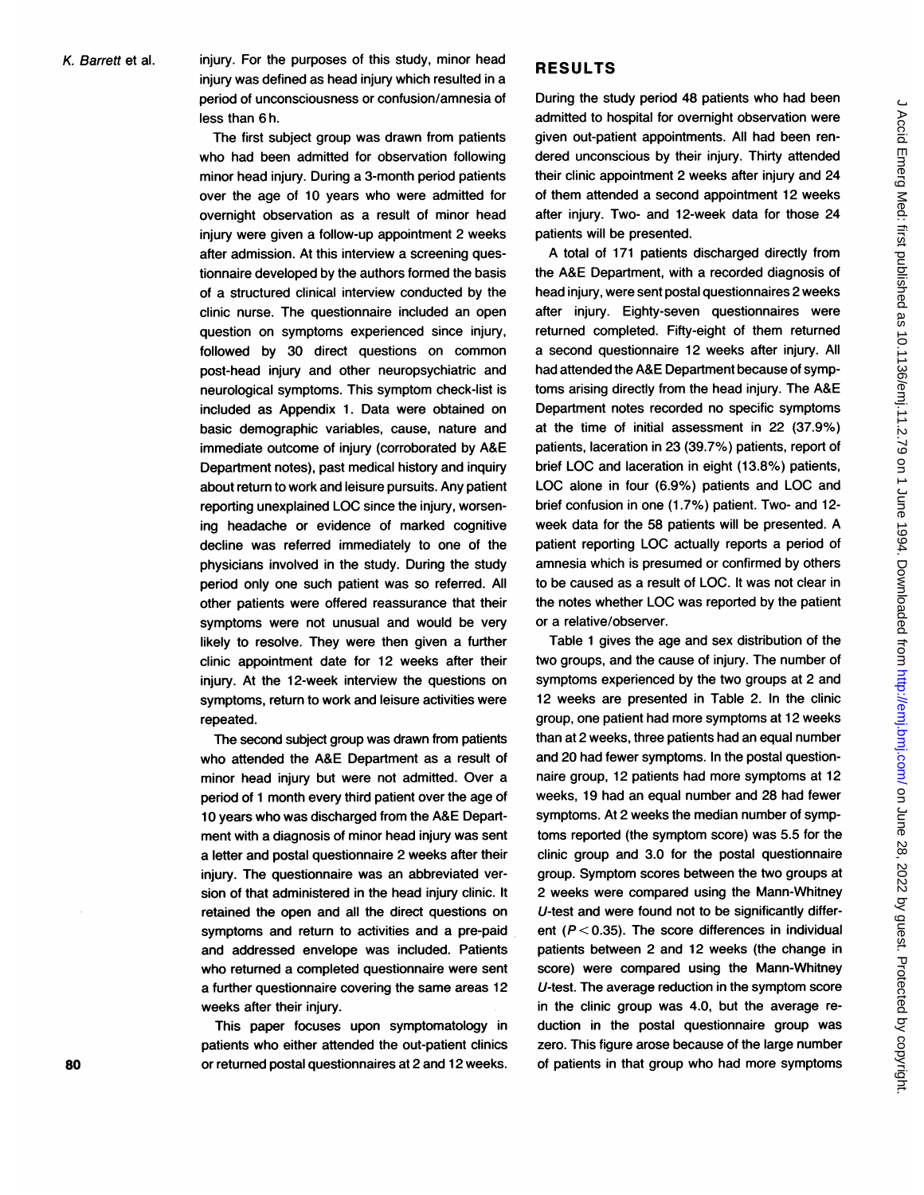injury. For the purposes of this study, minor head injury was defined as head injury which resulted in a period of unconsciousness or confusion/amnesia of less than 6 h.

The first subject group was drawn from patients who had been admitted for observation following minor head injury. During a 3-month period patients over the age of 10 years who were admitted for overnight observation as a result of minor head injury were given a follow-up appointment 2 weeks after admission. At this interview a screening questionnaire developed by the authors formed the basis of a structured clinical interview conducted by the clinic nurse. The questionnaire included an open question on symptoms experienced since injury, followed by 30 direct questions on common post-head injury and other neuropsychiatric and neurological symptoms. This symptom check-list is included as Appendix 1. Data were obtained on basic demographic variables, cause, nature and immediate outcome of injury (corroborated by A&E Department notes), past medical history and inquiry about return to work and leisure pursuits. Any patient reporting unexplained LOC since the injury, worsening headache or evidence of marked cognitive decline was referred immediately to one of the physicians involved in the study. During the study period only one such patient was so referred. All other patients were offered reassurance that their symptoms were not unusual and would be very likely to resolve. They were then given a further clinic appointment date for 12 weeks after their injury. At the 12-week interview the questions on symptoms, return to work and leisure activities were repeated.

The second subject group was drawn from patients who attended the A&E Department as a result of minor head injury but were not admitted. Over a period of 1 month every third patient over the age of 10 years who was discharged from the A&E Department with a diagnosis of minor head injury was sent a letter and postal questionnaire 2 weeks after their injury. The questionnaire was an abbreviated version of that administered in the head injury clinic. It retained the open and all the direct questions on symptoms and return to activities and a pre-paid and addressed envelope was included. Patients who returned a completed questionnaire were sent a further questionnaire covering the same areas 12 weeks after their injury.

This paper focuses upon symptomatology in patients who either attended the out-patient clinics or returned postal questionnaires at 2 and 12 weeks.

## RESULTS

During the study period 48 patients who had been admitted to hospital for overnight observation were given out-patient appointments. All had been rendered unconscious by their injury. Thirty attended their clinic appointment 2 weeks after injury and 24 of them attended a second appointment 12 weeks after injury. Two- and 12-week data for those 24 patients will be presented.

A total of 171 patients discharged directly from the A&E Department, with a recorded diagnosis of head injury, were sent postal questionnaires 2 weeks after injury. Eighty-seven questionnaires were returned completed. Fifty-eight of them returned a second questionnaire 12 weeks after injury. All had attended the A&E Department because of symptoms arising directly from the head injury. The A&E Department notes recorded no specific symptoms at the time of initial assessment in 22 (37.9%) patients, laceration in 23 (39.7%) patients, report of brief LOC and laceration in eight (13.8%) patients, LOC alone in four (6.9%) patients and LOC and brief confusion in one (1.7%) patient. Two- and 12-week data for the 58 patients will be presented. A patient reporting LOC actually reports a period of amnesia which is presumed or confirmed by others to be caused as a result of LOC. It was not clear in the notes whether LOC was reported by the patient or a relative/observer.

Table 1 gives the age and sex distribution of the two groups, and the cause of injury. The number of symptoms experienced by the two groups at 2 and 12 weeks are presented in Table 2. In the clinic group, one patient had more symptoms at 12 weeks than at 2 weeks, three patients had an equal number and 20 had fewer symptoms. In the postal questionnaire group, 12 patients had more symptoms at 12 weeks, 19 had an equal number and 28 had fewer symptoms. At 2 weeks the median number of symptoms reported (the symptom score) was 5.5 for the clinic group and 3.0 for the postal questionnaire group. Symptom scores between the two groups at 2 weeks were compared using the Mann-Whitney *U*-test and were found not to be significantly different ($P < 0.35$). The score differences in individual patients between 2 and 12 weeks (the change in score) were compared using the Mann-Whitney *U*-test. The average reduction in the symptom score in the clinic group was 4.0, but the average reduction in the postal questionnaire group was zero. This figure arose because of the large number of patients in that group who had more symptoms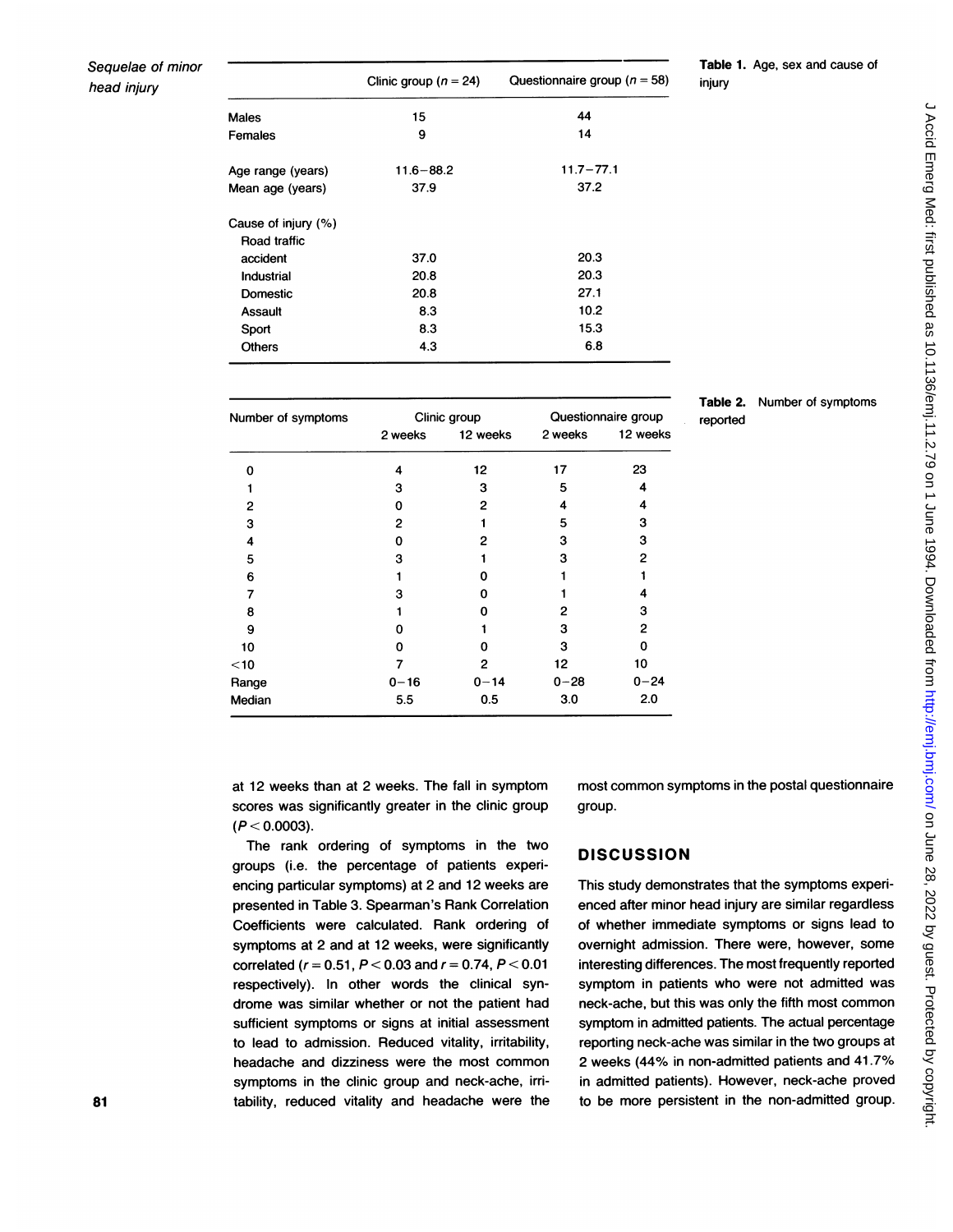**Table 1.** Age, sex and cause of injury

| | Clinic group ($n = 24$) | Questionnaire group ($n = 58$) |
|---|---|---|
| Males | 15 | 44 |
| Females | 9 | 14 |
| Age range (years) | 11.6–88.2 | 11.7–77.1 |
| Mean age (years) | 37.9 | 37.2 |
| Cause of injury (%) | | |
| Road traffic accident | 37.0 | 20.3 |
| Industrial | 20.8 | 20.3 |
| Domestic | 20.8 | 27.1 |
| Assault | 8.3 | 10.2 |
| Sport | 8.3 | 15.3 |
| Others | 4.3 | 6.8 |

**Table 2.** Number of symptoms reported

| Number of symptoms | Clinic group | | Questionnaire group | |
|---|---|---|---|---|
| | 2 weeks | 12 weeks | 2 weeks | 12 weeks |
| 0 | 4 | 12 | 17 | 23 |
| 1 | 3 | 3 | 5 | 4 |
| 2 | 0 | 2 | 4 | 4 |
| 3 | 2 | 1 | 5 | 3 |
| 4 | 0 | 2 | 3 | 3 |
| 5 | 3 | 1 | 3 | 2 |
| 6 | 1 | 0 | 1 | 1 |
| 7 | 3 | 0 | 1 | 4 |
| 8 | 1 | 0 | 2 | 3 |
| 9 | 0 | 1 | 3 | 2 |
| 10 | 0 | 0 | 3 | 0 |
| <10 | 7 | 2 | 12 | 10 |
| Range | 0–16 | 0–14 | 0–28 | 0–24 |
| Median | 5.5 | 0.5 | 3.0 | 2.0 |

at 12 weeks than at 2 weeks. The fall in symptom scores was significantly greater in the clinic group ($P < 0.0003$).

The rank ordering of symptoms in the two groups (i.e. the percentage of patients experiencing particular symptoms) at 2 and 12 weeks are presented in Table 3. Spearman's Rank Correlation Coefficients were calculated. Rank ordering of symptoms at 2 and at 12 weeks, were significantly correlated ($r = 0.51$, $P < 0.03$ and $r = 0.74$, $P < 0.01$ respectively). In other words the clinical syndrome was similar whether or not the patient had sufficient symptoms or signs at initial assessment to lead to admission. Reduced vitality, irritability, headache and dizziness were the most common symptoms in the clinic group and neck-ache, irritability, reduced vitality and headache were the most common symptoms in the postal questionnaire group.

## DISCUSSION

This study demonstrates that the symptoms experienced after minor head injury are similar regardless of whether immediate symptoms or signs lead to overnight admission. There were, however, some interesting differences. The most frequently reported symptom in patients who were not admitted was neck-ache, but this was only the fifth most common symptom in admitted patients. The actual percentage reporting neck-ache was similar in the two groups at 2 weeks (44% in non-admitted patients and 41.7% in admitted patients). However, neck-ache proved to be more persistent in the non-admitted group.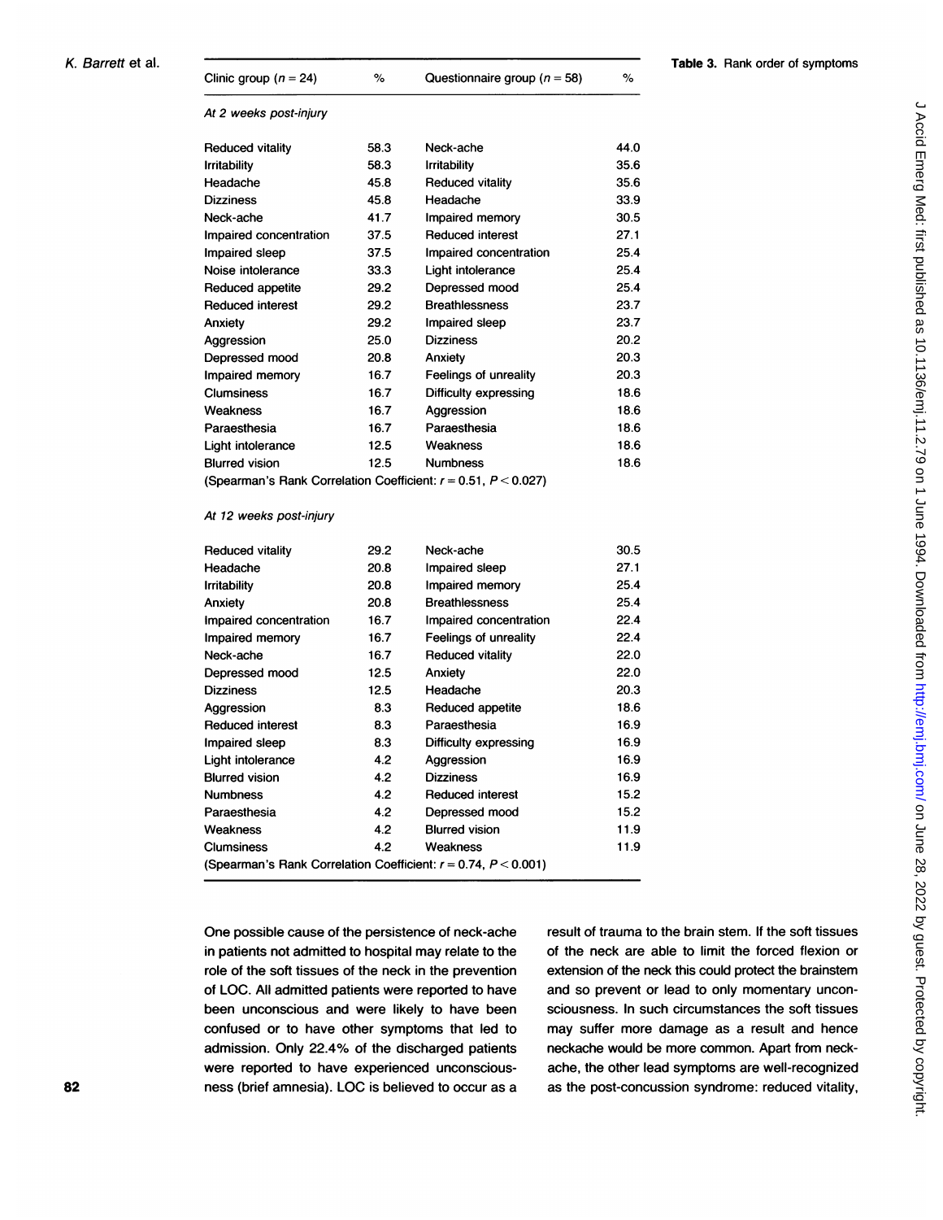**Table 3.** Rank order of symptoms

| Clinic group ($n = 24$) | % | Questionnaire group ($n = 58$) | % |
|---|---|---|---|
| *At 2 weeks post-injury* | | | |
| Reduced vitality | 58.3 | Neck-ache | 44.0 |
| Irritability | 58.3 | Irritability | 35.6 |
| Headache | 45.8 | Reduced vitality | 35.6 |
| Dizziness | 45.8 | Headache | 33.9 |
| Neck-ache | 41.7 | Impaired memory | 30.5 |
| Impaired concentration | 37.5 | Reduced interest | 27.1 |
| Impaired sleep | 37.5 | Impaired concentration | 25.4 |
| Noise intolerance | 33.3 | Light intolerance | 25.4 |
| Reduced appetite | 29.2 | Depressed mood | 25.4 |
| Reduced interest | 29.2 | Breathlessness | 23.7 |
| Anxiety | 29.2 | Impaired sleep | 23.7 |
| Aggression | 25.0 | Dizziness | 20.2 |
| Depressed mood | 20.8 | Anxiety | 20.3 |
| Impaired memory | 16.7 | Feelings of unreality | 20.3 |
| Clumsiness | 16.7 | Difficulty expressing | 18.6 |
| Weakness | 16.7 | Aggression | 18.6 |
| Paraesthesia | 16.7 | Paraesthesia | 18.6 |
| Light intolerance | 12.5 | Weakness | 18.6 |
| Blurred vision | 12.5 | Numbness | 18.6 |
| (Spearman's Rank Correlation Coefficient: $r = 0.51$, $P < 0.027$) | | | |
| *At 12 weeks post-injury* | | | |
| Reduced vitality | 29.2 | Neck-ache | 30.5 |
| Headache | 20.8 | Impaired sleep | 27.1 |
| Irritability | 20.8 | Impaired memory | 25.4 |
| Anxiety | 20.8 | Breathlessness | 25.4 |
| Impaired concentration | 16.7 | Impaired concentration | 22.4 |
| Impaired memory | 16.7 | Feelings of unreality | 22.4 |
| Neck-ache | 16.7 | Reduced vitality | 22.0 |
| Depressed mood | 12.5 | Anxiety | 22.0 |
| Dizziness | 12.5 | Headache | 20.3 |
| Aggression | 8.3 | Reduced appetite | 18.6 |
| Reduced interest | 8.3 | Paraesthesia | 16.9 |
| Impaired sleep | 8.3 | Difficulty expressing | 16.9 |
| Light intolerance | 4.2 | Aggression | 16.9 |
| Blurred vision | 4.2 | Dizziness | 16.9 |
| Numbness | 4.2 | Reduced interest | 15.2 |
| Paraesthesia | 4.2 | Depressed mood | 15.2 |
| Weakness | 4.2 | Blurred vision | 11.9 |
| Clumsiness | 4.2 | Weakness | 11.9 |
| (Spearman's Rank Correlation Coefficient: $r = 0.74$, $P < 0.001$) | | | |

One possible cause of the persistence of neck-ache in patients not admitted to hospital may relate to the role of the soft tissues of the neck in the prevention of LOC. All admitted patients were reported to have been unconscious and were likely to have been confused or to have other symptoms that led to admission. Only 22.4% of the discharged patients were reported to have experienced unconsciousness (brief amnesia). LOC is believed to occur as a result of trauma to the brain stem. If the soft tissues of the neck are able to limit the forced flexion or extension of the neck this could protect the brainstem and so prevent or lead to only momentary unconsciousness. In such circumstances the soft tissues may suffer more damage as a result and hence neckache would be more common. Apart from neck-ache, the other lead symptoms are well-recognized as the post-concussion syndrome: reduced vitality,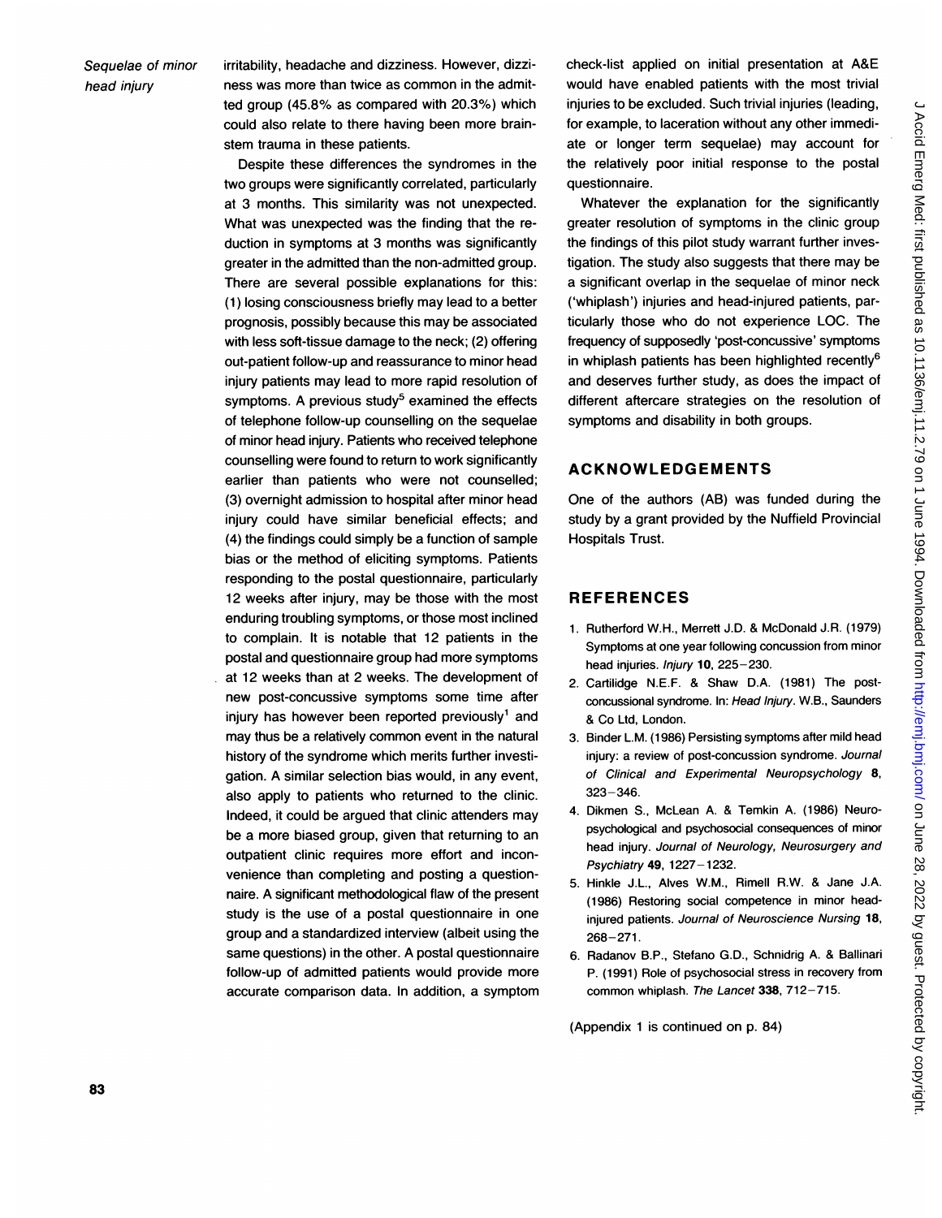irritability, headache and dizziness. However, dizziness was more than twice as common in the admitted group (45.8% as compared with 20.3%) which could also relate to there having been more brainstem trauma in these patients.

Despite these differences the syndromes in the two groups were significantly correlated, particularly at 3 months. This similarity was not unexpected. What was unexpected was the finding that the reduction in symptoms at 3 months was significantly greater in the admitted than the non-admitted group. There are several possible explanations for this: (1) losing consciousness briefly may lead to a better prognosis, possibly because this may be associated with less soft-tissue damage to the neck; (2) offering out-patient follow-up and reassurance to minor head injury patients may lead to more rapid resolution of symptoms. A previous study[5] examined the effects of telephone follow-up counselling on the sequelae of minor head injury. Patients who received telephone counselling were found to return to work significantly earlier than patients who were not counselled; (3) overnight admission to hospital after minor head injury could have similar beneficial effects; and (4) the findings could simply be a function of sample bias or the method of eliciting symptoms. Patients responding to the postal questionnaire, particularly 12 weeks after injury, may be those with the most enduring troubling symptoms, or those most inclined to complain. It is notable that 12 patients in the postal and questionnaire group had more symptoms at 12 weeks than at 2 weeks. The development of new post-concussive symptoms some time after injury has however been reported previously[1] and may thus be a relatively common event in the natural history of the syndrome which merits further investigation. A similar selection bias would, in any event, also apply to patients who returned to the clinic. Indeed, it could be argued that clinic attenders may be a more biased group, given that returning to an outpatient clinic requires more effort and inconvenience than completing and posting a questionnaire. A significant methodological flaw of the present study is the use of a postal questionnaire in one group and a standardized interview (albeit using the same questions) in the other. A postal questionnaire follow-up of admitted patients would provide more accurate comparison data. In addition, a symptom check-list applied on initial presentation at A&E would have enabled patients with the most trivial injuries to be excluded. Such trivial injuries (leading, for example, to laceration without any other immediate or longer term sequelae) may account for the relatively poor initial response to the postal questionnaire.

Whatever the explanation for the significantly greater resolution of symptoms in the clinic group the findings of this pilot study warrant further investigation. The study also suggests that there may be a significant overlap in the sequelae of minor neck ('whiplash') injuries and head-injured patients, particularly those who do not experience LOC. The frequency of supposedly 'post-concussive' symptoms in whiplash patients has been highlighted recently[6] and deserves further study, as does the impact of different aftercare strategies on the resolution of symptoms and disability in both groups.

## ACKNOWLEDGEMENTS

One of the authors (AB) was funded during the study by a grant provided by the Nuffield Provincial Hospitals Trust.

## REFERENCES

1. Rutherford W.H., Merrett J.D. & McDonald J.R. (1979) Symptoms at one year following concussion from minor head injuries. *Injury* **10**, 225–230.
2. Cartlidge N.E.F. & Shaw D.A. (1981) The post-concussional syndrome. In: *Head Injury*. W.B., Saunders & Co Ltd, London.
3. Binder L.M. (1986) Persisting symptoms after mild head injury: a review of post-concussion syndrome. *Journal of Clinical and Experimental Neuropsychology* **8**, 323–346.
4. Dikmen S., McLean A. & Temkin A. (1986) Neuropsychological and psychosocial consequences of minor head injury. *Journal of Neurology, Neurosurgery and Psychiatry* **49**, 1227–1232.
5. Hinkle J.L., Alves W.M., Rimell R.W. & Jane J.A. (1986) Restoring social competence in minor head-injured patients. *Journal of Neuroscience Nursing* **18**, 268–271.
6. Radanov B.P., Stefano G.D., Schnidrig A. & Ballinari P. (1991) Role of psychosocial stress in recovery from common whiplash. *The Lancet* **338**, 712–715.

(Appendix 1 is continued on p. 84)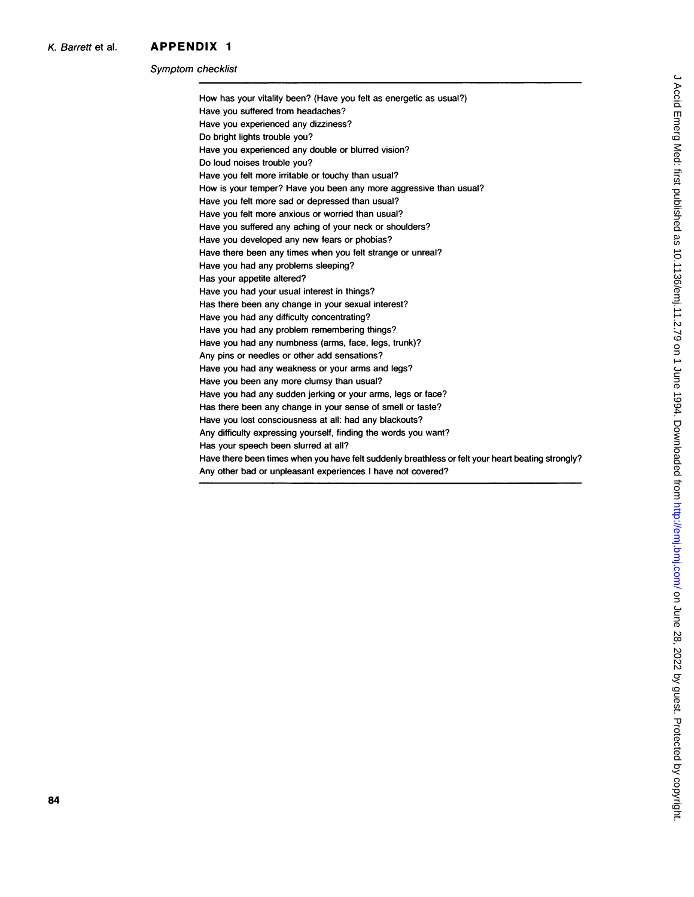## APPENDIX 1

*Symptom checklist*

How has your vitality been? (Have you felt as energetic as usual?)
Have you suffered from headaches?
Have you experienced any dizziness?
Do bright lights trouble you?
Have you experienced any double or blurred vision?
Do loud noises trouble you?
Have you felt more irritable or touchy than usual?
How is your temper? Have you been any more aggressive than usual?
Have you felt more sad or depressed than usual?
Have you felt more anxious or worried than usual?
Have you suffered any aching of your neck or shoulders?
Have you developed any new fears or phobias?
Have there been any times when you felt strange or unreal?
Have you had any problems sleeping?
Has your appetite altered?
Have you had your usual interest in things?
Has there been any change in your sexual interest?
Have you had any difficulty concentrating?
Have you had any problem remembering things?
Have you had any numbness (arms, face, legs, trunk)?
Any pins or needles or other add sensations?
Have you had any weakness or your arms and legs?
Have you been any more clumsy than usual?
Have you had any sudden jerking or your arms, legs or face?
Has there been any change in your sense of smell or taste?
Have you lost consciousness at all: had any blackouts?
Any difficulty expressing yourself, finding the words you want?
Has your speech been slurred at all?
Have there been times when you have felt suddenly breathless or felt your heart beating strongly?
Any other bad or unpleasant experiences I have not covered?